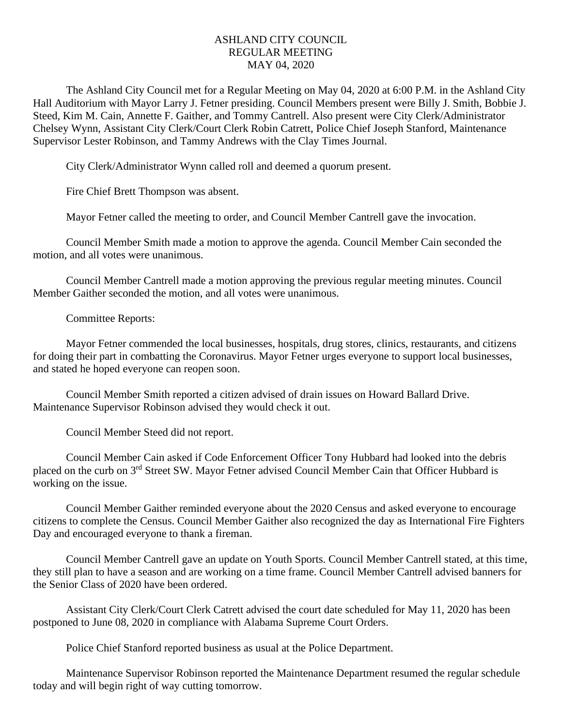# ASHLAND CITY COUNCIL
## REGULAR MEETING
## MAY 04, 2020

The Ashland City Council met for a Regular Meeting on May 04, 2020 at 6:00 P.M. in the Ashland City Hall Auditorium with Mayor Larry J. Fetner presiding. Council Members present were Billy J. Smith, Bobbie J. Steed, Kim M. Cain, Annette F. Gaither, and Tommy Cantrell. Also present were City Clerk/Administrator Chelsey Wynn, Assistant City Clerk/Court Clerk Robin Catrett, Police Chief Joseph Stanford, Maintenance Supervisor Lester Robinson, and Tammy Andrews with the Clay Times Journal.

City Clerk/Administrator Wynn called roll and deemed a quorum present.

Fire Chief Brett Thompson was absent.

Mayor Fetner called the meeting to order, and Council Member Cantrell gave the invocation.

Council Member Smith made a motion to approve the agenda. Council Member Cain seconded the motion, and all votes were unanimous.

Council Member Cantrell made a motion approving the previous regular meeting minutes. Council Member Gaither seconded the motion, and all votes were unanimous.

Committee Reports:

Mayor Fetner commended the local businesses, hospitals, drug stores, clinics, restaurants, and citizens for doing their part in combatting the Coronavirus. Mayor Fetner urges everyone to support local businesses, and stated he hoped everyone can reopen soon.

Council Member Smith reported a citizen advised of drain issues on Howard Ballard Drive. Maintenance Supervisor Robinson advised they would check it out.

Council Member Steed did not report.

Council Member Cain asked if Code Enforcement Officer Tony Hubbard had looked into the debris placed on the curb on 3rd Street SW. Mayor Fetner advised Council Member Cain that Officer Hubbard is working on the issue.

Council Member Gaither reminded everyone about the 2020 Census and asked everyone to encourage citizens to complete the Census. Council Member Gaither also recognized the day as International Fire Fighters Day and encouraged everyone to thank a fireman.

Council Member Cantrell gave an update on Youth Sports. Council Member Cantrell stated, at this time, they still plan to have a season and are working on a time frame. Council Member Cantrell advised banners for the Senior Class of 2020 have been ordered.

Assistant City Clerk/Court Clerk Catrett advised the court date scheduled for May 11, 2020 has been postponed to June 08, 2020 in compliance with Alabama Supreme Court Orders.

Police Chief Stanford reported business as usual at the Police Department.

Maintenance Supervisor Robinson reported the Maintenance Department resumed the regular schedule today and will begin right of way cutting tomorrow.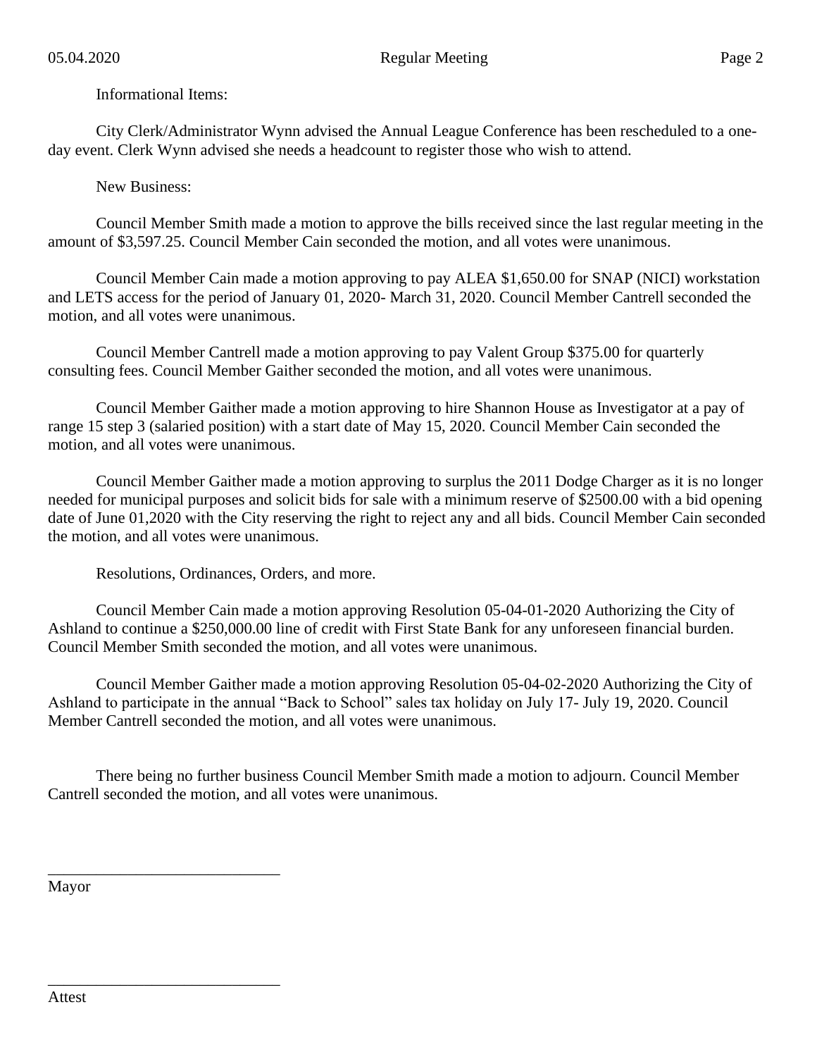Informational Items:

City Clerk/Administrator Wynn advised the Annual League Conference has been rescheduled to a one-day event. Clerk Wynn advised she needs a headcount to register those who wish to attend.

New Business:

Council Member Smith made a motion to approve the bills received since the last regular meeting in the amount of $3,597.25. Council Member Cain seconded the motion, and all votes were unanimous.

Council Member Cain made a motion approving to pay ALEA $1,650.00 for SNAP (NICI) workstation and LETS access for the period of January 01, 2020- March 31, 2020. Council Member Cantrell seconded the motion, and all votes were unanimous.

Council Member Cantrell made a motion approving to pay Valent Group $375.00 for quarterly consulting fees. Council Member Gaither seconded the motion, and all votes were unanimous.

Council Member Gaither made a motion approving to hire Shannon House as Investigator at a pay of range 15 step 3 (salaried position) with a start date of May 15, 2020. Council Member Cain seconded the motion, and all votes were unanimous.

Council Member Gaither made a motion approving to surplus the 2011 Dodge Charger as it is no longer needed for municipal purposes and solicit bids for sale with a minimum reserve of $2500.00 with a bid opening date of June 01,2020 with the City reserving the right to reject any and all bids. Council Member Cain seconded the motion, and all votes were unanimous.

Resolutions, Ordinances, Orders, and more.

Council Member Cain made a motion approving Resolution 05-04-01-2020 Authorizing the City of Ashland to continue a $250,000.00 line of credit with First State Bank for any unforeseen financial burden. Council Member Smith seconded the motion, and all votes were unanimous.

Council Member Gaither made a motion approving Resolution 05-04-02-2020 Authorizing the City of Ashland to participate in the annual "Back to School" sales tax holiday on July 17- July 19, 2020. Council Member Cantrell seconded the motion, and all votes were unanimous.

There being no further business Council Member Smith made a motion to adjourn. Council Member Cantrell seconded the motion, and all votes were unanimous.

______________________________
Mayor

______________________________
Attest